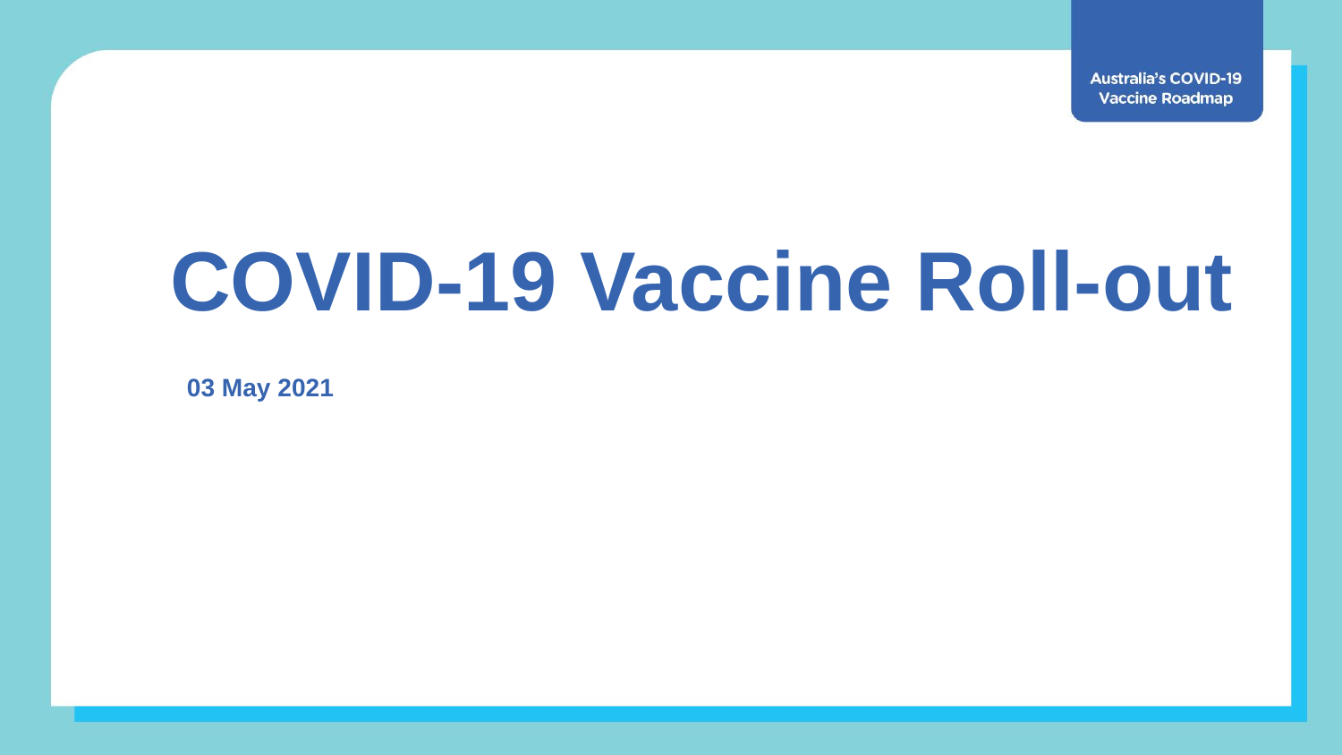Australia's COVID-19 Vaccine Roadmap

# COVID-19 Vaccine Roll-out

**03 May 2021**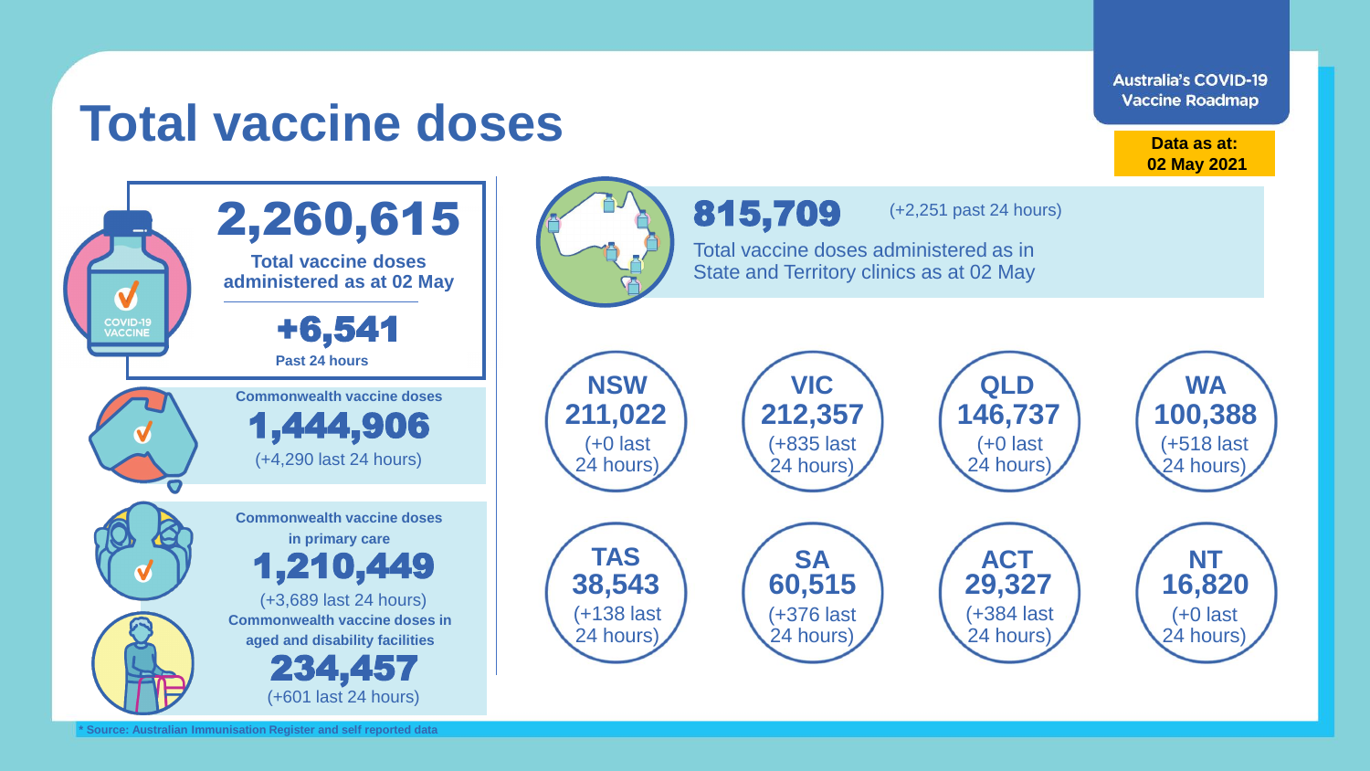# Total vaccine doses

**Australia's COVID-19 Vaccine Roadmap**

**Data as at: 02 May 2021**

## 2,260,615

**Total vaccine doses administered as at 02 May**

**+6,541**

**Past 24 hours**

**Commonwealth vaccine doses**

**1,444,906**

(+4,290 last 24 hours)

**Commonwealth vaccine doses in primary care**

**1,210,449**

(+3,689 last 24 hours)

**Commonwealth vaccine doses in aged and disability facilities**

**234,457**

(+601 last 24 hours)

## 815,709

(+2,251 past 24 hours)

Total vaccine doses administered as in State and Territory clinics as at 02 May

| State/Territory | Doses | Last 24 hours |
|---|---|---|
| NSW | 211,022 | +0 |
| VIC | 212,357 | +835 |
| QLD | 146,737 | +0 |
| WA | 100,388 | +518 |
| TAS | 38,543 | +138 |
| SA | 60,515 | +376 |
| ACT | 29,327 | +384 |
| NT | 16,820 | +0 |

\* Source: Australian Immunisation Register and self reported data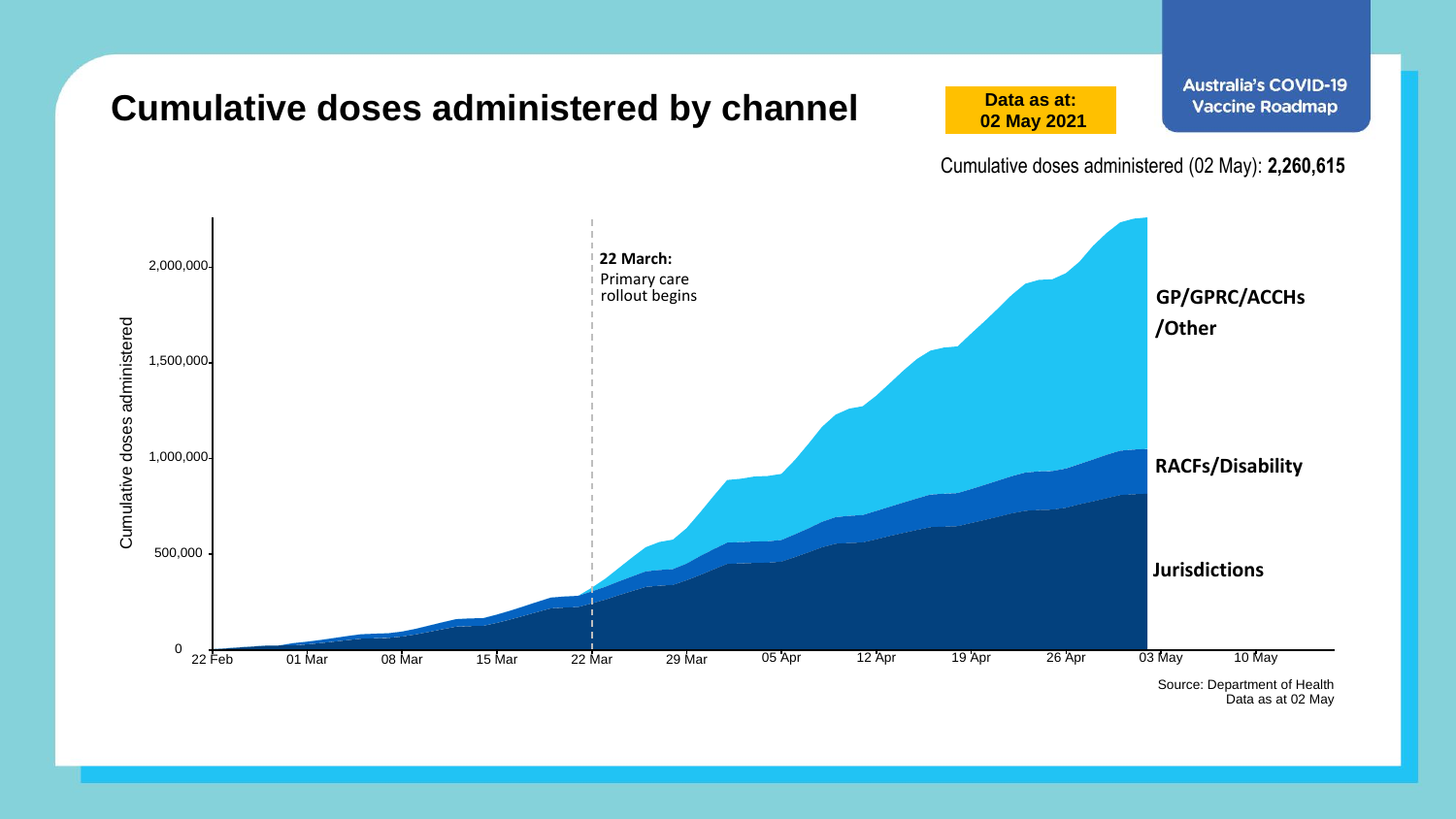# Cumulative doses administered by channel

**Data as at: 02 May 2021**

Australia's COVID-19 Vaccine Roadmap

Cumulative doses administered (02 May): **2,260,615**

Cumulative doses administered

2,000,000
1,500,000
1,000,000
500,000
0

22 Feb | 01 Mar | 08 Mar | 15 Mar | 22 Mar | 29 Mar | 05 Apr | 12 Apr | 19 Apr | 26 Apr | 03 May | 10 May

**22 March:** Primary care rollout begins

**GP/GPRC/ACCHs /Other**

**RACFs/Disability**

**Jurisdictions**

Source: Department of Health
Data as at 02 May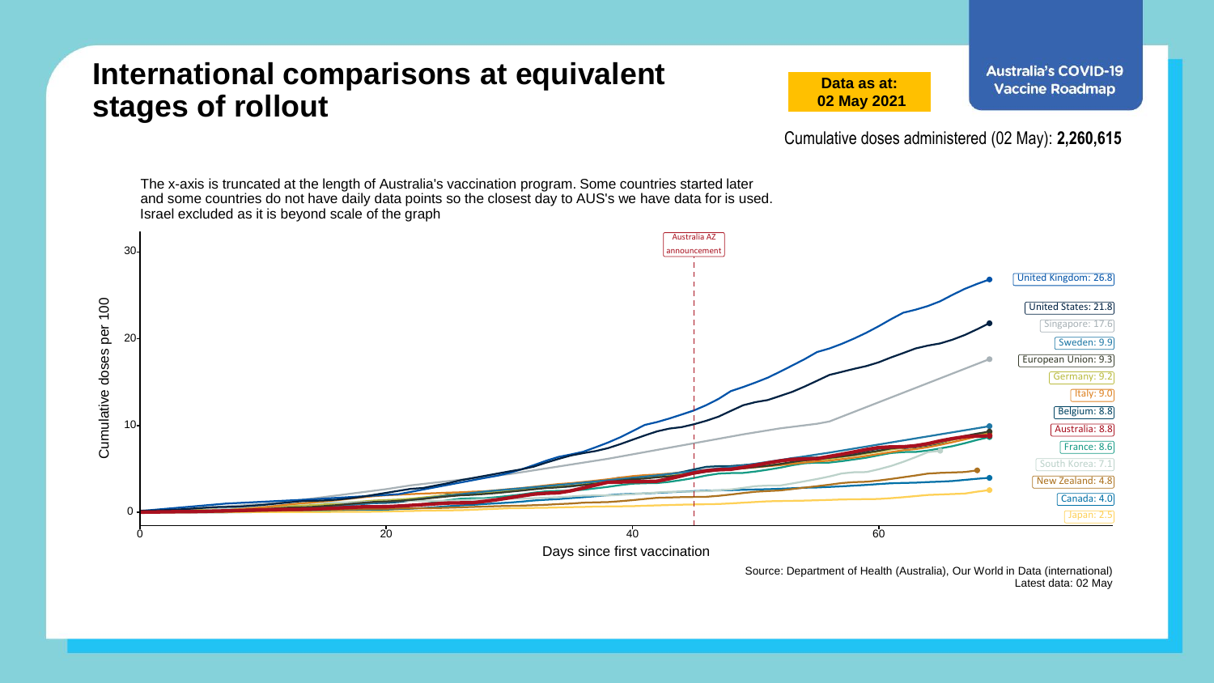# International comparisons at equivalent stages of rollout

**Data as at: 02 May 2021**

**Australia's COVID-19 Vaccine Roadmap**

Cumulative doses administered (02 May): **2,260,615**

The x-axis is truncated at the length of Australia's vaccination program. Some countries started later and some countries do not have daily data points so the closest day to AUS's we have data for is used. Israel excluded as it is beyond scale of the graph

Australia AZ announcement

Cumulative doses per 100

Days since first vaccination

United Kingdom: 26.8
United States: 21.8
Singapore: 17.6
Sweden: 9.9
European Union: 9.3
Germany: 9.2
Italy: 9.0
Belgium: 8.8
Australia: 8.8
France: 8.6
South Korea: 7.1
New Zealand: 4.8
Canada: 4.0
Japan: 2.5

Source: Department of Health (Australia), Our World in Data (international)
Latest data: 02 May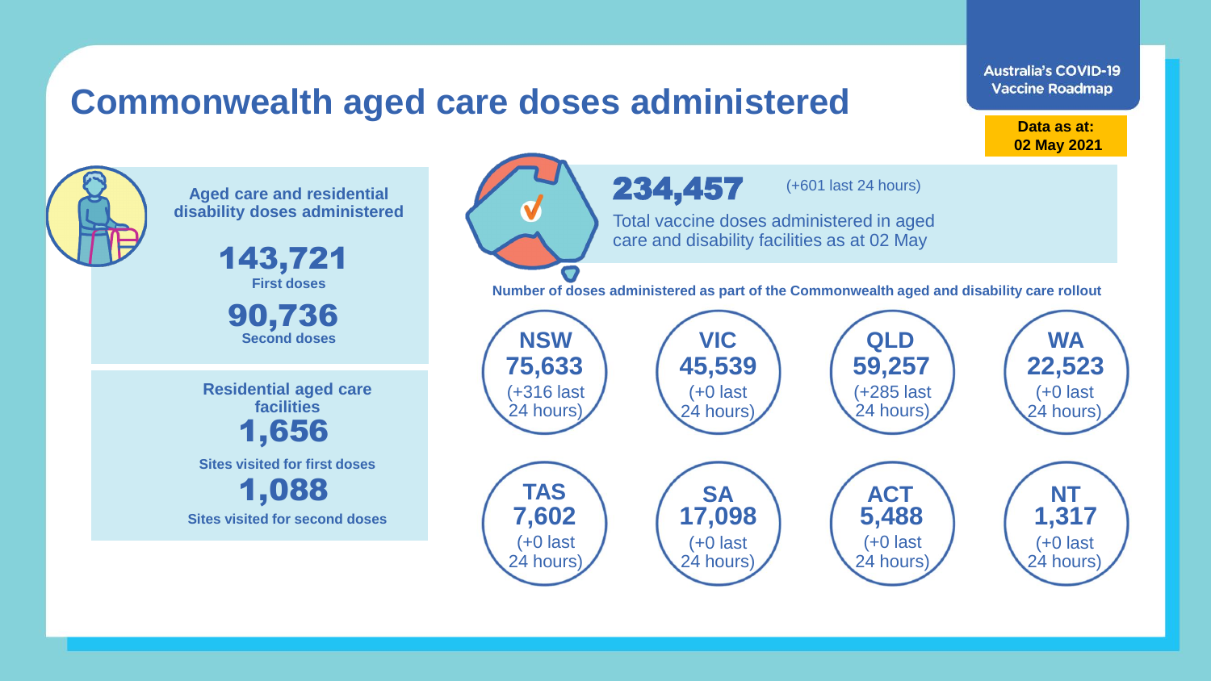# Commonwealth aged care doses administered

**Australia's COVID-19 Vaccine Roadmap**

**Data as at: 02 May 2021**

**Aged care and residential disability doses administered**

**143,721**
**First doses**

**90,736**
**Second doses**

**Residential aged care facilities**

**1,656**
**Sites visited for first doses**

**1,088**
**Sites visited for second doses**

**234,457** (+601 last 24 hours)

Total vaccine doses administered in aged care and disability facilities as at 02 May

**Number of doses administered as part of the Commonwealth aged and disability care rollout**

| State/Territory | Doses | Change |
|---|---|---|
| NSW | 75,633 | (+316 last 24 hours) |
| VIC | 45,539 | (+0 last 24 hours) |
| QLD | 59,257 | (+285 last 24 hours) |
| WA | 22,523 | (+0 last 24 hours) |
| TAS | 7,602 | (+0 last 24 hours) |
| SA | 17,098 | (+0 last 24 hours) |
| ACT | 5,488 | (+0 last 24 hours) |
| NT | 1,317 | (+0 last 24 hours) |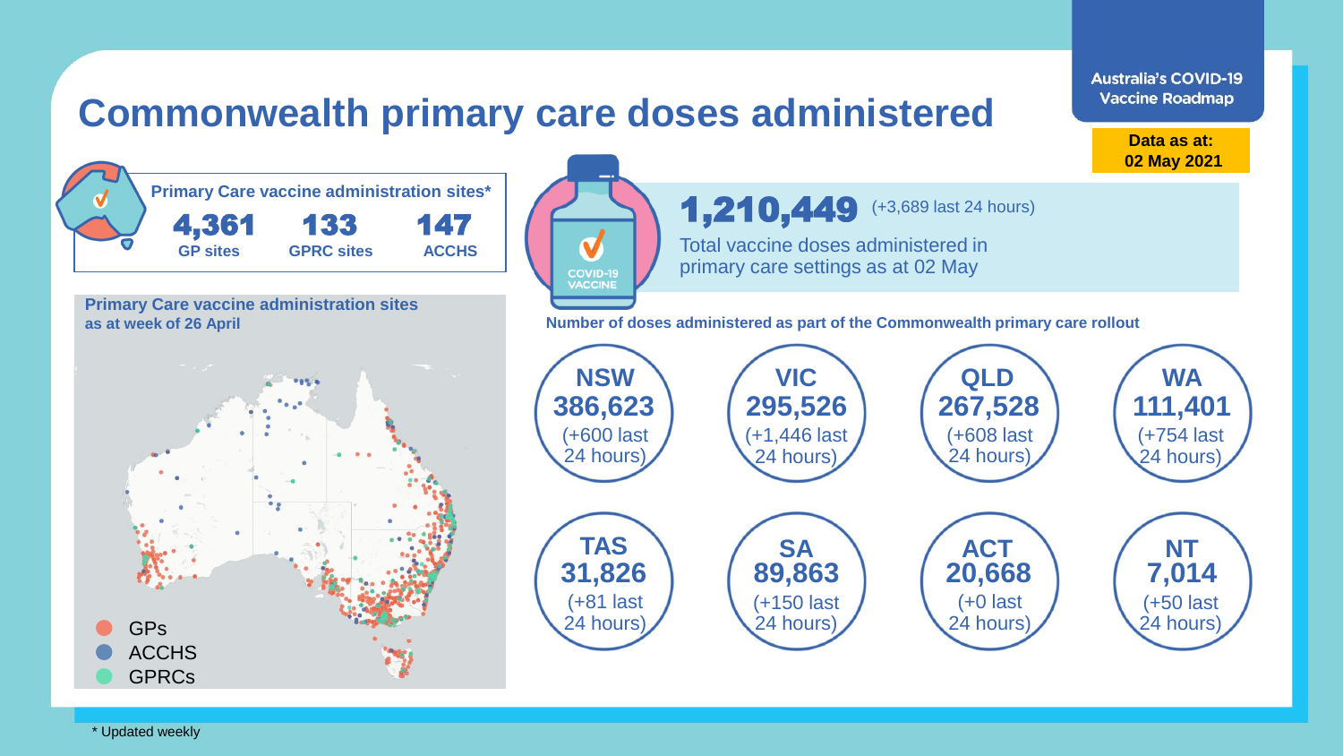Australia's COVID-19 Vaccine Roadmap

**Data as at: 02 May 2021**

# Commonwealth primary care doses administered

**Primary Care vaccine administration sites***

| 4,361 | 133 | 147 |
| --- | --- | --- |
| GP sites | GPRC sites | ACCHS |

**Primary Care vaccine administration sites as at week of 26 April**

- GPs
- ACCHS
- GPRCs

**1,210,449** (+3,689 last 24 hours)

Total vaccine doses administered in primary care settings as at 02 May

**Number of doses administered as part of the Commonwealth primary care rollout**

| State | Doses | Last 24 hours |
| --- | --- | --- |
| NSW | 386,623 | (+600 last 24 hours) |
| VIC | 295,526 | (+1,446 last 24 hours) |
| QLD | 267,528 | (+608 last 24 hours) |
| WA | 111,401 | (+754 last 24 hours) |
| TAS | 31,826 | (+81 last 24 hours) |
| SA | 89,863 | (+150 last 24 hours) |
| ACT | 20,668 | (+0 last 24 hours) |
| NT | 7,014 | (+50 last 24 hours) |

\* Updated weekly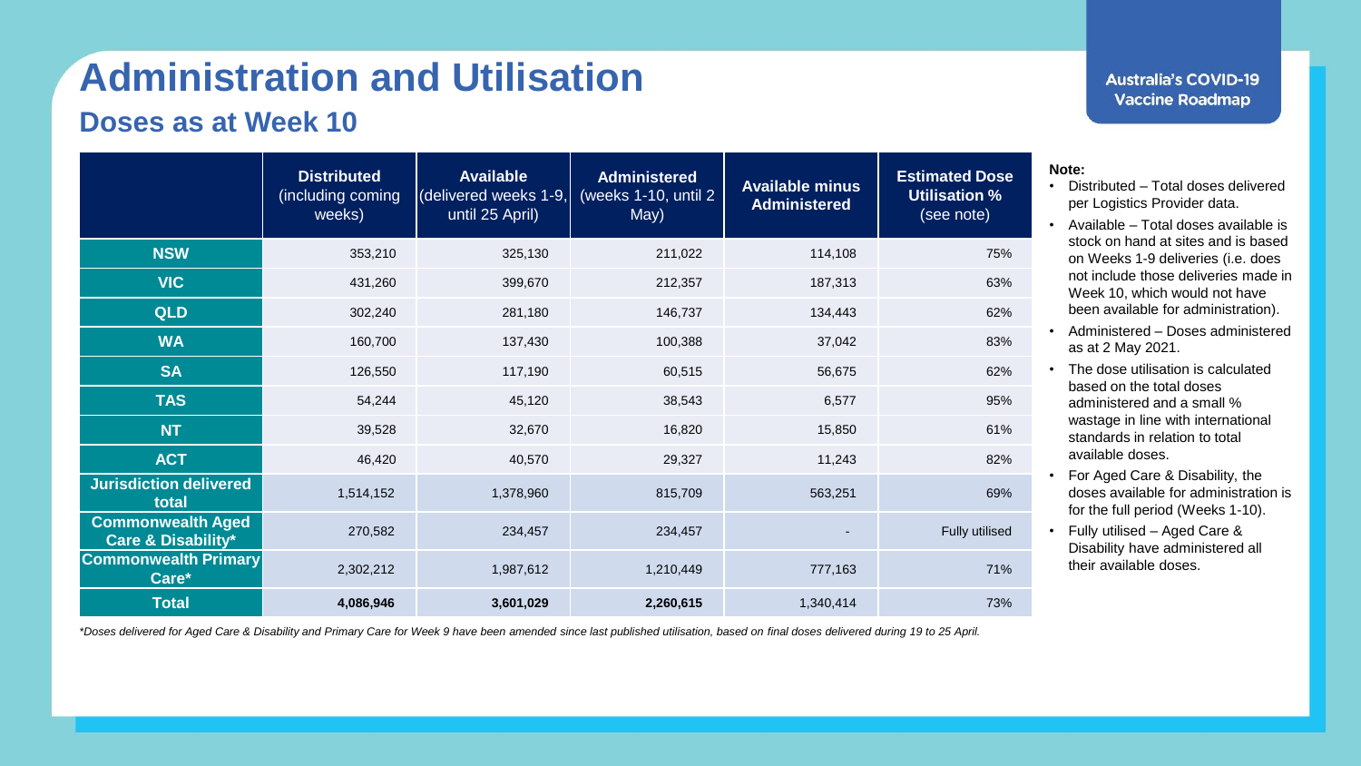# Administration and Utilisation

## Doses as at Week 10

Australia's COVID-19 Vaccine Roadmap

| | **Distributed** (including coming weeks) | **Available** (delivered weeks 1-9, until 25 April) | **Administered** (weeks 1-10, until 2 May) | **Available minus Administered** | **Estimated Dose Utilisation %** (see note) |
|---|---|---|---|---|---|
| **NSW** | 353,210 | 325,130 | 211,022 | 114,108 | 75% |
| **VIC** | 431,260 | 399,670 | 212,357 | 187,313 | 63% |
| **QLD** | 302,240 | 281,180 | 146,737 | 134,443 | 62% |
| **WA** | 160,700 | 137,430 | 100,388 | 37,042 | 83% |
| **SA** | 126,550 | 117,190 | 60,515 | 56,675 | 62% |
| **TAS** | 54,244 | 45,120 | 38,543 | 6,577 | 95% |
| **NT** | 39,528 | 32,670 | 16,820 | 15,850 | 61% |
| **ACT** | 46,420 | 40,570 | 29,327 | 11,243 | 82% |
| **Jurisdiction delivered total** | 1,514,152 | 1,378,960 | 815,709 | 563,251 | 69% |
| **Commonwealth Aged Care & Disability*** | 270,582 | 234,457 | 234,457 | - | Fully utilised |
| **Commonwealth Primary Care*** | 2,302,212 | 1,987,612 | 1,210,449 | 777,163 | 71% |
| **Total** | **4,086,946** | **3,601,029** | **2,260,615** | 1,340,414 | 73% |

*Doses delivered for Aged Care & Disability and Primary Care for Week 9 have been amended since last published utilisation, based on final doses delivered during 19 to 25 April.*

**Note:**

- Distributed – Total doses delivered per Logistics Provider data.
- Available – Total doses available is stock on hand at sites and is based on Weeks 1-9 deliveries (i.e. does not include those deliveries made in Week 10, which would not have been available for administration).
- Administered – Doses administered as at 2 May 2021.
- The dose utilisation is calculated based on the total doses administered and a small % wastage in line with international standards in relation to total available doses.
- For Aged Care & Disability, the doses available for administration is for the full period (Weeks 1-10).
- Fully utilised – Aged Care & Disability have administered all their available doses.